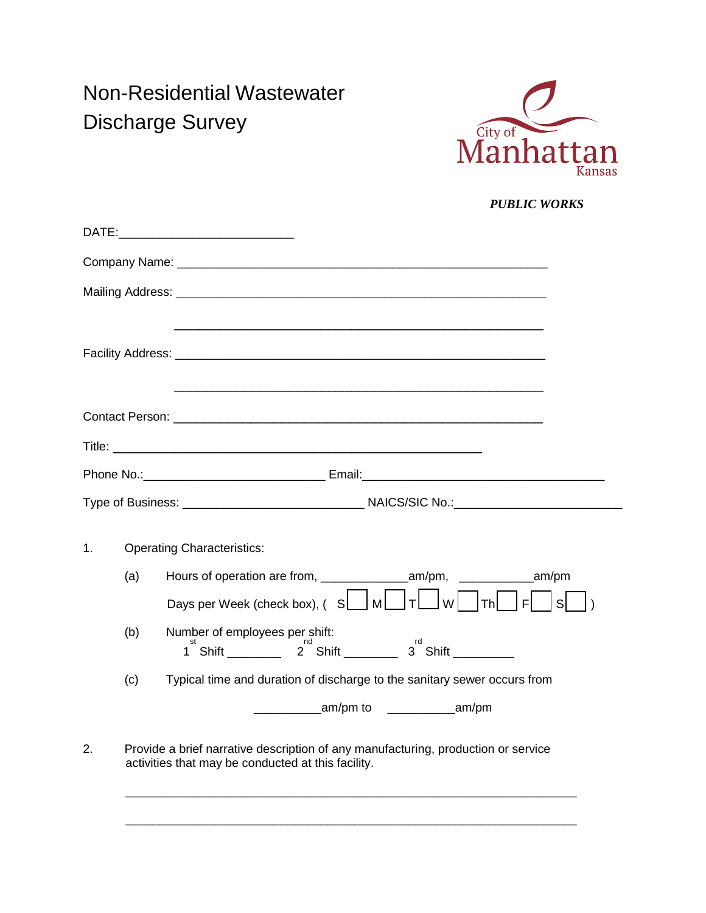# Non-Residential Wastewater Discharge Survey

City of Manhattan Kansas

***PUBLIC WORKS***

DATE:_________________________

Company Name: ____________________________________________________

Mailing Address: ____________________________________________________

____________________________________________________

Facility Address: ____________________________________________________

____________________________________________________

Contact Person: ____________________________________________________

Title: ____________________________________________________

Phone No.:__________________________ Email:__________________________________

Type of Business: __________________________ NAICS/SIC No.:______________________

1. Operating Characteristics:

   (a) Hours of operation are from, _____________am/pm, ___________am/pm

   Days per Week (check box), ( S☐ M☐ T☐ W☐ Th☐ F☐ S☐ )

   (b) Number of employees per shift:
   1st Shift ________ 2nd Shift ________ 3rd Shift _________

   (c) Typical time and duration of discharge to the sanitary sewer occurs from

   __________am/pm to __________am/pm

2. Provide a brief narrative description of any manufacturing, production or service activities that may be conducted at this facility.

   ________________________________________________________________

   ________________________________________________________________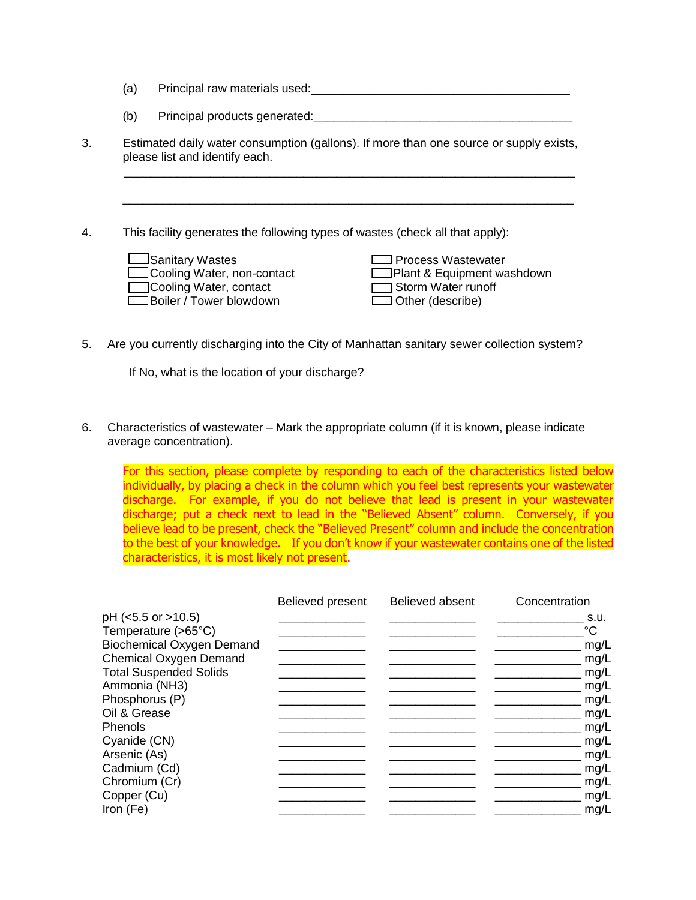(a) Principal raw materials used:________________________________________

(b) Principal products generated:________________________________________

3. Estimated daily water consumption (gallons). If more than one source or supply exists, please list and identify each.

______________________________________________________________________

______________________________________________________________________

4. This facility generates the following types of wastes (check all that apply):

- [ ] Sanitary Wastes
- [ ] Cooling Water, non-contact
- [ ] Cooling Water, contact
- [ ] Boiler / Tower blowdown
- [ ] Process Wastewater
- [ ] Plant & Equipment washdown
- [ ] Storm Water runoff
- [ ] Other (describe)

5. Are you currently discharging into the City of Manhattan sanitary sewer collection system?

If No, what is the location of your discharge?

6. Characteristics of wastewater – Mark the appropriate column (if it is known, please indicate average concentration).

For this section, please complete by responding to each of the characteristics listed below individually, by placing a check in the column which you feel best represents your wastewater discharge. For example, if you do not believe that lead is present in your wastewater discharge; put a check next to lead in the "Believed Absent" column. Conversely, if you believe lead to be present, check the "Believed Present" column and include the concentration to the best of your knowledge. If you don't know if your wastewater contains one of the listed characteristics, it is most likely not present.

| | Believed present | Believed absent | Concentration |
|---|---|---|---|
| pH (<5.5 or >10.5) | ____________ | ____________ | ____________ s.u. |
| Temperature (>65°C) | ____________ | ____________ | ____________ °C |
| Biochemical Oxygen Demand | ____________ | ____________ | ____________ mg/L |
| Chemical Oxygen Demand | ____________ | ____________ | ____________ mg/L |
| Total Suspended Solids | ____________ | ____________ | ____________ mg/L |
| Ammonia ($NH_3$) | ____________ | ____________ | ____________ mg/L |
| Phosphorus (P) | ____________ | ____________ | ____________ mg/L |
| Oil & Grease | ____________ | ____________ | ____________ mg/L |
| Phenols | ____________ | ____________ | ____________ mg/L |
| Cyanide (CN) | ____________ | ____________ | ____________ mg/L |
| Arsenic (As) | ____________ | ____________ | ____________ mg/L |
| Cadmium (Cd) | ____________ | ____________ | ____________ mg/L |
| Chromium (Cr) | ____________ | ____________ | ____________ mg/L |
| Copper (Cu) | ____________ | ____________ | ____________ mg/L |
| Iron (Fe) | ____________ | ____________ | ____________ mg/L |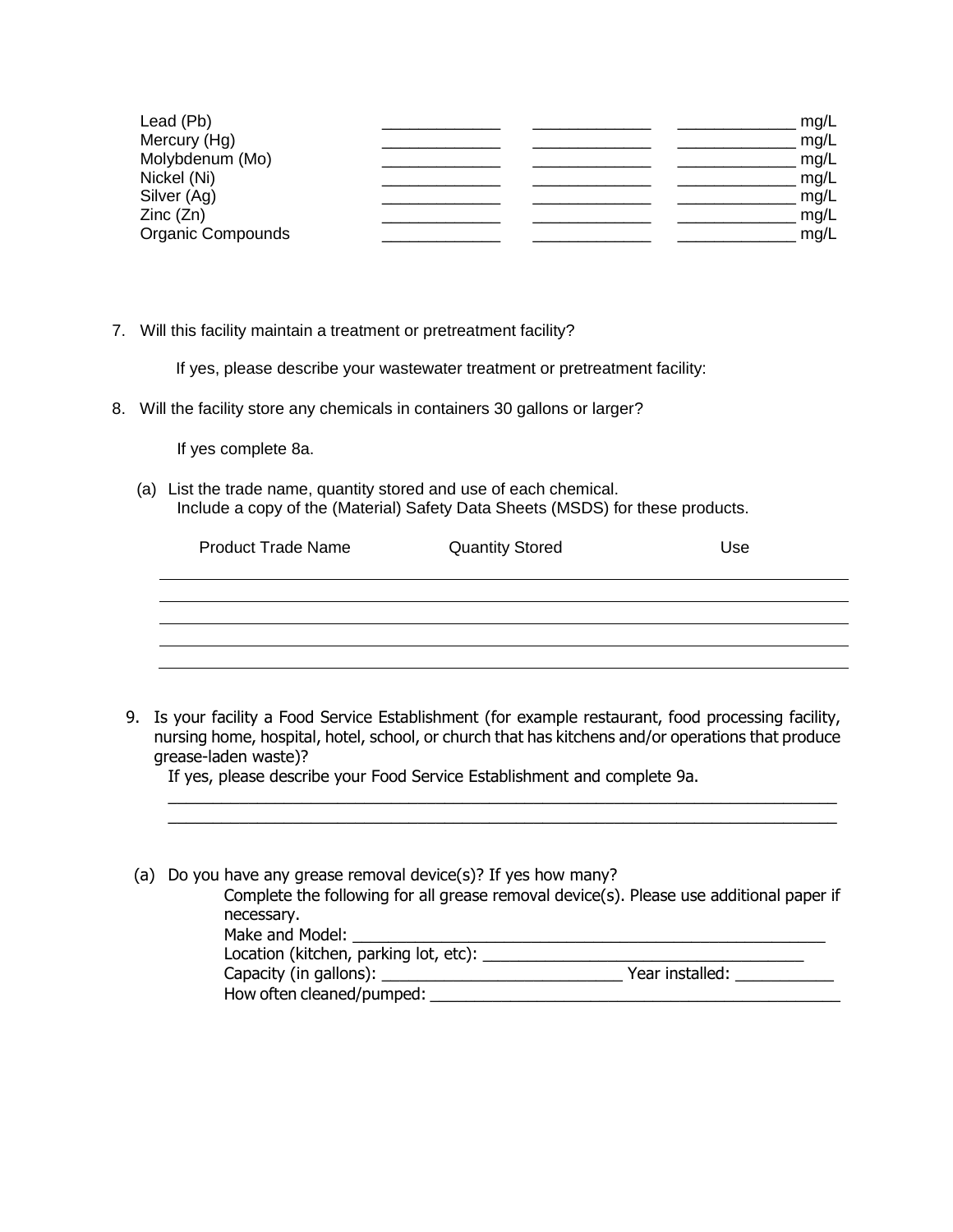| | | | |
|---|---|---|---|
| Lead (Pb) | _____________ | _____________ | _____________ mg/L |
| Mercury (Hg) | _____________ | _____________ | _____________ mg/L |
| Molybdenum (Mo) | _____________ | _____________ | _____________ mg/L |
| Nickel (Ni) | _____________ | _____________ | _____________ mg/L |
| Silver (Ag) | _____________ | _____________ | _____________ mg/L |
| Zinc (Zn) | _____________ | _____________ | _____________ mg/L |
| Organic Compounds | _____________ | _____________ | _____________ mg/L |

7. Will this facility maintain a treatment or pretreatment facility?

   If yes, please describe your wastewater treatment or pretreatment facility:

8. Will the facility store any chemicals in containers 30 gallons or larger?

   If yes complete 8a.

   (a) List the trade name, quantity stored and use of each chemical.
   Include a copy of the (Material) Safety Data Sheets (MSDS) for these products.

| Product Trade Name | Quantity Stored | Use |
|---|---|---|
| | | |
| | | |
| | | |
| | | |
| | | |

9. Is your facility a Food Service Establishment (for example restaurant, food processing facility, nursing home, hospital, hotel, school, or church that has kitchens and/or operations that produce grease-laden waste)?
   If yes, please describe your Food Service Establishment and complete 9a.
   ______________________________________________________________________________
   ______________________________________________________________________________

   (a) Do you have any grease removal device(s)? If yes how many?
   Complete the following for all grease removal device(s). Please use additional paper if necessary.
   Make and Model: ____________________________________________________
   Location (kitchen, parking lot, etc): __________________________________
   Capacity (in gallons): ___________________________ Year installed: ___________
   How often cleaned/pumped: ______________________________________________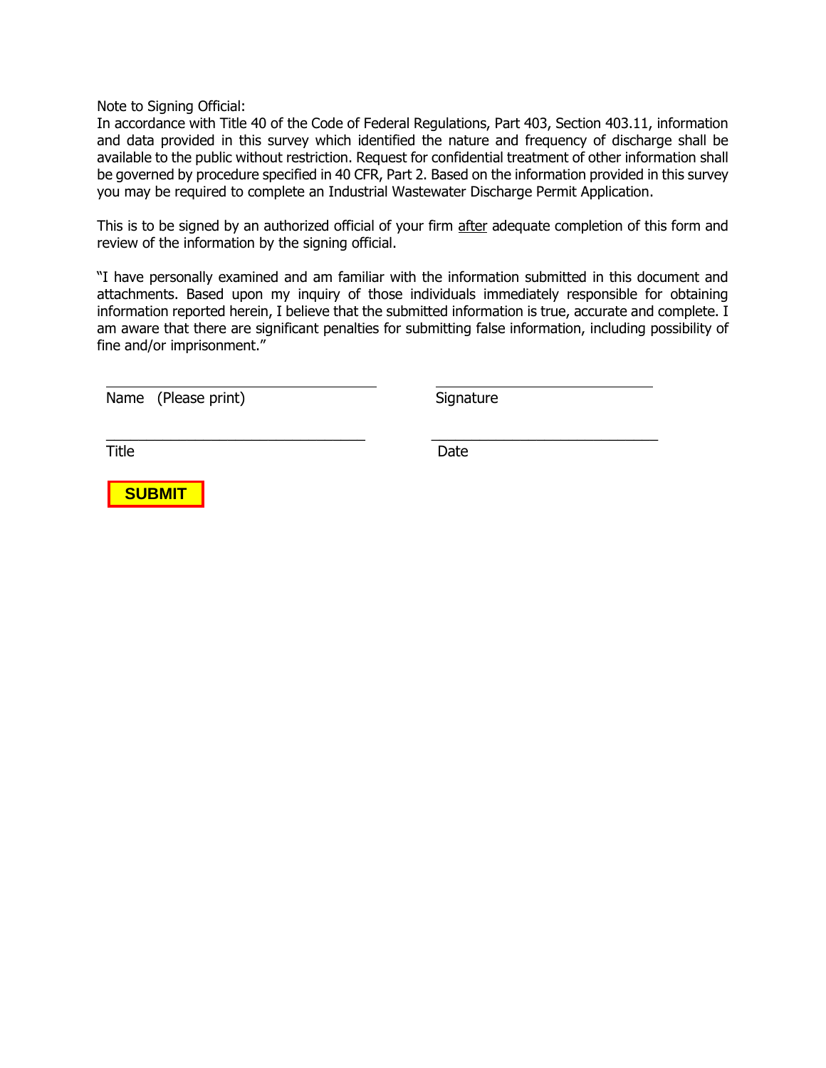Note to Signing Official:

In accordance with Title 40 of the Code of Federal Regulations, Part 403, Section 403.11, information and data provided in this survey which identified the nature and frequency of discharge shall be available to the public without restriction. Request for confidential treatment of other information shall be governed by procedure specified in 40 CFR, Part 2. Based on the information provided in this survey you may be required to complete an Industrial Wastewater Discharge Permit Application.

This is to be signed by an authorized official of your firm <u>after</u> adequate completion of this form and review of the information by the signing official.

"I have personally examined and am familiar with the information submitted in this document and attachments. Based upon my inquiry of those individuals immediately responsible for obtaining information reported herein, I believe that the submitted information is true, accurate and complete. I am aware that there are significant penalties for submitting false information, including possibility of fine and/or imprisonment."

| | |
|---|---|
| ______________________________ | ______________________________ |
| Name (Please print) | Signature |
| ______________________________ | ______________________________ |
| Title | Date |

**SUBMIT**